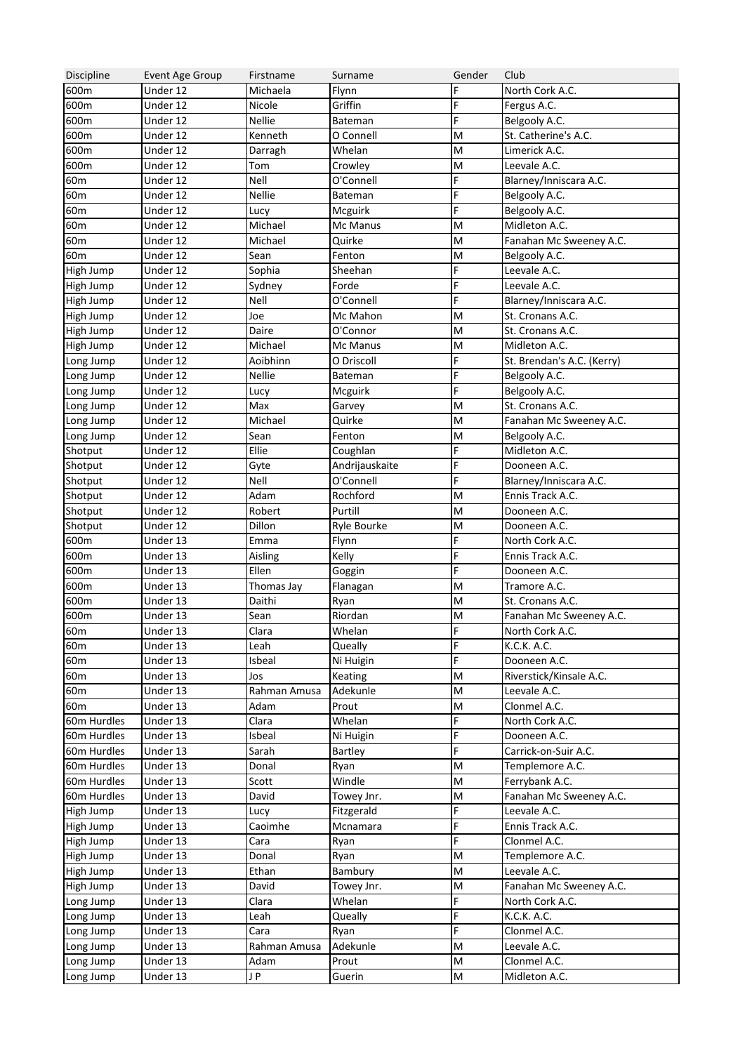| Discipline | Event Age Group | Firstname | Surname | Gender | Club |
| --- | --- | --- | --- | --- | --- |
| 600m | Under 12 | Michaela | Flynn | F | North Cork A.C. |
| 600m | Under 12 | Nicole | Griffin | F | Fergus A.C. |
| 600m | Under 12 | Nellie | Bateman | F | Belgooly A.C. |
| 600m | Under 12 | Kenneth | O Connell | M | St. Catherine's A.C. |
| 600m | Under 12 | Darragh | Whelan | M | Limerick A.C. |
| 600m | Under 12 | Tom | Crowley | M | Leevale A.C. |
| 60m | Under 12 | Nell | O'Connell | F | Blarney/Inniscara A.C. |
| 60m | Under 12 | Nellie | Bateman | F | Belgooly A.C. |
| 60m | Under 12 | Lucy | Mcguirk | F | Belgooly A.C. |
| 60m | Under 12 | Michael | Mc Manus | M | Midleton A.C. |
| 60m | Under 12 | Michael | Quirke | M | Fanahan Mc Sweeney A.C. |
| 60m | Under 12 | Sean | Fenton | M | Belgooly A.C. |
| High Jump | Under 12 | Sophia | Sheehan | F | Leevale A.C. |
| High Jump | Under 12 | Sydney | Forde | F | Leevale A.C. |
| High Jump | Under 12 | Nell | O'Connell | F | Blarney/Inniscara A.C. |
| High Jump | Under 12 | Joe | Mc Mahon | M | St. Cronans A.C. |
| High Jump | Under 12 | Daire | O'Connor | M | St. Cronans A.C. |
| High Jump | Under 12 | Michael | Mc Manus | M | Midleton A.C. |
| Long Jump | Under 12 | Aoibhinn | O Driscoll | F | St. Brendan's A.C. (Kerry) |
| Long Jump | Under 12 | Nellie | Bateman | F | Belgooly A.C. |
| Long Jump | Under 12 | Lucy | Mcguirk | F | Belgooly A.C. |
| Long Jump | Under 12 | Max | Garvey | M | St. Cronans A.C. |
| Long Jump | Under 12 | Michael | Quirke | M | Fanahan Mc Sweeney A.C. |
| Long Jump | Under 12 | Sean | Fenton | M | Belgooly A.C. |
| Shotput | Under 12 | Ellie | Coughlan | F | Midleton A.C. |
| Shotput | Under 12 | Gyte | Andrijauskaite | F | Dooneen A.C. |
| Shotput | Under 12 | Nell | O'Connell | F | Blarney/Inniscara A.C. |
| Shotput | Under 12 | Adam | Rochford | M | Ennis Track A.C. |
| Shotput | Under 12 | Robert | Purtill | M | Dooneen A.C. |
| Shotput | Under 12 | Dillon | Ryle Bourke | M | Dooneen A.C. |
| 600m | Under 13 | Emma | Flynn | F | North Cork A.C. |
| 600m | Under 13 | Aisling | Kelly | F | Ennis Track A.C. |
| 600m | Under 13 | Ellen | Goggin | F | Dooneen A.C. |
| 600m | Under 13 | Thomas Jay | Flanagan | M | Tramore A.C. |
| 600m | Under 13 | Daithi | Ryan | M | St. Cronans A.C. |
| 600m | Under 13 | Sean | Riordan | M | Fanahan Mc Sweeney A.C. |
| 60m | Under 13 | Clara | Whelan | F | North Cork A.C. |
| 60m | Under 13 | Leah | Queally | F | K.C.K. A.C. |
| 60m | Under 13 | Isbeal | Ni Huigin | F | Dooneen A.C. |
| 60m | Under 13 | Jos | Keating | M | Riverstick/Kinsale A.C. |
| 60m | Under 13 | Rahman Amusa | Adekunle | M | Leevale A.C. |
| 60m | Under 13 | Adam | Prout | M | Clonmel A.C. |
| 60m Hurdles | Under 13 | Clara | Whelan | F | North Cork A.C. |
| 60m Hurdles | Under 13 | Isbeal | Ni Huigin | F | Dooneen A.C. |
| 60m Hurdles | Under 13 | Sarah | Bartley | F | Carrick-on-Suir A.C. |
| 60m Hurdles | Under 13 | Donal | Ryan | M | Templemore A.C. |
| 60m Hurdles | Under 13 | Scott | Windle | M | Ferrybank A.C. |
| 60m Hurdles | Under 13 | David | Towey Jnr. | M | Fanahan Mc Sweeney A.C. |
| High Jump | Under 13 | Lucy | Fitzgerald | F | Leevale A.C. |
| High Jump | Under 13 | Caoimhe | Mcnamara | F | Ennis Track A.C. |
| High Jump | Under 13 | Cara | Ryan | F | Clonmel A.C. |
| High Jump | Under 13 | Donal | Ryan | M | Templemore A.C. |
| High Jump | Under 13 | Ethan | Bambury | M | Leevale A.C. |
| High Jump | Under 13 | David | Towey Jnr. | M | Fanahan Mc Sweeney A.C. |
| Long Jump | Under 13 | Clara | Whelan | F | North Cork A.C. |
| Long Jump | Under 13 | Leah | Queally | F | K.C.K. A.C. |
| Long Jump | Under 13 | Cara | Ryan | F | Clonmel A.C. |
| Long Jump | Under 13 | Rahman Amusa | Adekunle | M | Leevale A.C. |
| Long Jump | Under 13 | Adam | Prout | M | Clonmel A.C. |
| Long Jump | Under 13 | J P | Guerin | M | Midleton A.C. |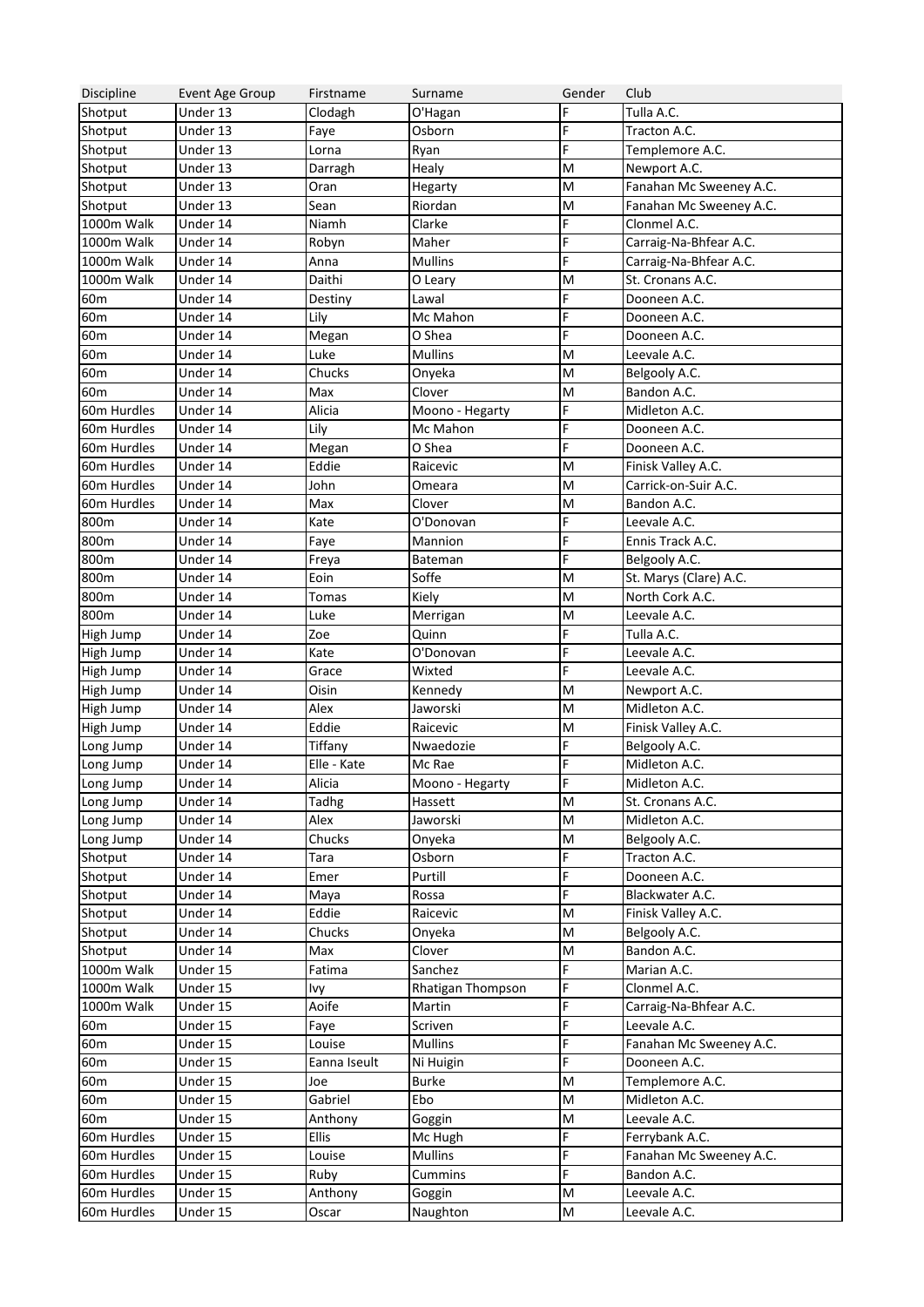| Discipline | Event Age Group | Firstname | Surname | Gender | Club |
|---|---|---|---|---|---|
| Shotput | Under 13 | Clodagh | O'Hagan | F | Tulla A.C. |
| Shotput | Under 13 | Faye | Osborn | F | Tracton A.C. |
| Shotput | Under 13 | Lorna | Ryan | F | Templemore A.C. |
| Shotput | Under 13 | Darragh | Healy | M | Newport A.C. |
| Shotput | Under 13 | Oran | Hegarty | M | Fanahan Mc Sweeney A.C. |
| Shotput | Under 13 | Sean | Riordan | M | Fanahan Mc Sweeney A.C. |
| 1000m Walk | Under 14 | Niamh | Clarke | F | Clonmel A.C. |
| 1000m Walk | Under 14 | Robyn | Maher | F | Carraig-Na-Bhfear A.C. |
| 1000m Walk | Under 14 | Anna | Mullins | F | Carraig-Na-Bhfear A.C. |
| 1000m Walk | Under 14 | Daithi | O Leary | M | St. Cronans A.C. |
| 60m | Under 14 | Destiny | Lawal | F | Dooneen A.C. |
| 60m | Under 14 | Lily | Mc Mahon | F | Dooneen A.C. |
| 60m | Under 14 | Megan | O Shea | F | Dooneen A.C. |
| 60m | Under 14 | Luke | Mullins | M | Leevale A.C. |
| 60m | Under 14 | Chucks | Onyeka | M | Belgooly A.C. |
| 60m | Under 14 | Max | Clover | M | Bandon A.C. |
| 60m Hurdles | Under 14 | Alicia | Moono - Hegarty | F | Midleton A.C. |
| 60m Hurdles | Under 14 | Lily | Mc Mahon | F | Dooneen A.C. |
| 60m Hurdles | Under 14 | Megan | O Shea | F | Dooneen A.C. |
| 60m Hurdles | Under 14 | Eddie | Raicevic | M | Finisk Valley A.C. |
| 60m Hurdles | Under 14 | John | Omeara | M | Carrick-on-Suir A.C. |
| 60m Hurdles | Under 14 | Max | Clover | M | Bandon A.C. |
| 800m | Under 14 | Kate | O'Donovan | F | Leevale A.C. |
| 800m | Under 14 | Faye | Mannion | F | Ennis Track A.C. |
| 800m | Under 14 | Freya | Bateman | F | Belgooly A.C. |
| 800m | Under 14 | Eoin | Soffe | M | St. Marys (Clare) A.C. |
| 800m | Under 14 | Tomas | Kiely | M | North Cork A.C. |
| 800m | Under 14 | Luke | Merrigan | M | Leevale A.C. |
| High Jump | Under 14 | Zoe | Quinn | F | Tulla A.C. |
| High Jump | Under 14 | Kate | O'Donovan | F | Leevale A.C. |
| High Jump | Under 14 | Grace | Wixted | F | Leevale A.C. |
| High Jump | Under 14 | Oisin | Kennedy | M | Newport A.C. |
| High Jump | Under 14 | Alex | Jaworski | M | Midleton A.C. |
| High Jump | Under 14 | Eddie | Raicevic | M | Finisk Valley A.C. |
| Long Jump | Under 14 | Tiffany | Nwaedozie | F | Belgooly A.C. |
| Long Jump | Under 14 | Elle - Kate | Mc Rae | F | Midleton A.C. |
| Long Jump | Under 14 | Alicia | Moono - Hegarty | F | Midleton A.C. |
| Long Jump | Under 14 | Tadhg | Hassett | M | St. Cronans A.C. |
| Long Jump | Under 14 | Alex | Jaworski | M | Midleton A.C. |
| Long Jump | Under 14 | Chucks | Onyeka | M | Belgooly A.C. |
| Shotput | Under 14 | Tara | Osborn | F | Tracton A.C. |
| Shotput | Under 14 | Emer | Purtill | F | Dooneen A.C. |
| Shotput | Under 14 | Maya | Rossa | F | Blackwater A.C. |
| Shotput | Under 14 | Eddie | Raicevic | M | Finisk Valley A.C. |
| Shotput | Under 14 | Chucks | Onyeka | M | Belgooly A.C. |
| Shotput | Under 14 | Max | Clover | M | Bandon A.C. |
| 1000m Walk | Under 15 | Fatima | Sanchez | F | Marian A.C. |
| 1000m Walk | Under 15 | Ivy | Rhatigan Thompson | F | Clonmel A.C. |
| 1000m Walk | Under 15 | Aoife | Martin | F | Carraig-Na-Bhfear A.C. |
| 60m | Under 15 | Faye | Scriven | F | Leevale A.C. |
| 60m | Under 15 | Louise | Mullins | F | Fanahan Mc Sweeney A.C. |
| 60m | Under 15 | Eanna Iseult | Ni Huigin | F | Dooneen A.C. |
| 60m | Under 15 | Joe | Burke | M | Templemore A.C. |
| 60m | Under 15 | Gabriel | Ebo | M | Midleton A.C. |
| 60m | Under 15 | Anthony | Goggin | M | Leevale A.C. |
| 60m Hurdles | Under 15 | Ellis | Mc Hugh | F | Ferrybank A.C. |
| 60m Hurdles | Under 15 | Louise | Mullins | F | Fanahan Mc Sweeney A.C. |
| 60m Hurdles | Under 15 | Ruby | Cummins | F | Bandon A.C. |
| 60m Hurdles | Under 15 | Anthony | Goggin | M | Leevale A.C. |
| 60m Hurdles | Under 15 | Oscar | Naughton | M | Leevale A.C. |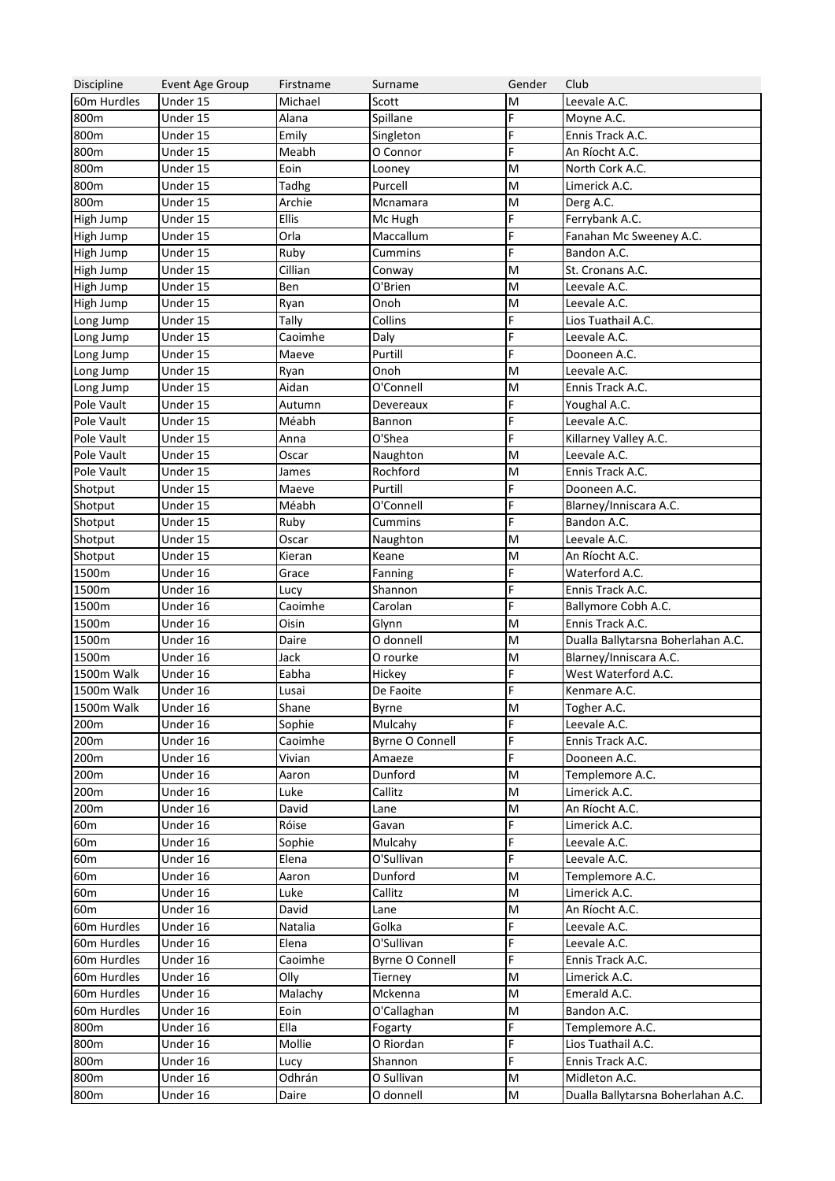| Discipline | Event Age Group | Firstname | Surname | Gender | Club |
|---|---|---|---|---|---|
| 60m Hurdles | Under 15 | Michael | Scott | M | Leevale A.C. |
| 800m | Under 15 | Alana | Spillane | F | Moyne A.C. |
| 800m | Under 15 | Emily | Singleton | F | Ennis Track A.C. |
| 800m | Under 15 | Meabh | O Connor | F | An Ríocht A.C. |
| 800m | Under 15 | Eoin | Looney | M | North Cork A.C. |
| 800m | Under 15 | Tadhg | Purcell | M | Limerick A.C. |
| 800m | Under 15 | Archie | Mcnamara | M | Derg A.C. |
| High Jump | Under 15 | Ellis | Mc Hugh | F | Ferrybank A.C. |
| High Jump | Under 15 | Orla | Maccallum | F | Fanahan Mc Sweeney A.C. |
| High Jump | Under 15 | Ruby | Cummins | F | Bandon A.C. |
| High Jump | Under 15 | Cillian | Conway | M | St. Cronans A.C. |
| High Jump | Under 15 | Ben | O'Brien | M | Leevale A.C. |
| High Jump | Under 15 | Ryan | Onoh | M | Leevale A.C. |
| Long Jump | Under 15 | Tally | Collins | F | Lios Tuathail A.C. |
| Long Jump | Under 15 | Caoimhe | Daly | F | Leevale A.C. |
| Long Jump | Under 15 | Maeve | Purtill | F | Dooneen A.C. |
| Long Jump | Under 15 | Ryan | Onoh | M | Leevale A.C. |
| Long Jump | Under 15 | Aidan | O'Connell | M | Ennis Track A.C. |
| Pole Vault | Under 15 | Autumn | Devereaux | F | Youghal A.C. |
| Pole Vault | Under 15 | Méabh | Bannon | F | Leevale A.C. |
| Pole Vault | Under 15 | Anna | O'Shea | F | Killarney Valley A.C. |
| Pole Vault | Under 15 | Oscar | Naughton | M | Leevale A.C. |
| Pole Vault | Under 15 | James | Rochford | M | Ennis Track A.C. |
| Shotput | Under 15 | Maeve | Purtill | F | Dooneen A.C. |
| Shotput | Under 15 | Méabh | O'Connell | F | Blarney/Inniscara A.C. |
| Shotput | Under 15 | Ruby | Cummins | F | Bandon A.C. |
| Shotput | Under 15 | Oscar | Naughton | M | Leevale A.C. |
| Shotput | Under 15 | Kieran | Keane | M | An Ríocht A.C. |
| 1500m | Under 16 | Grace | Fanning | F | Waterford A.C. |
| 1500m | Under 16 | Lucy | Shannon | F | Ennis Track A.C. |
| 1500m | Under 16 | Caoimhe | Carolan | F | Ballymore Cobh A.C. |
| 1500m | Under 16 | Oisin | Glynn | M | Ennis Track A.C. |
| 1500m | Under 16 | Daire | O donnell | M | Dualla Ballytarsna Boherlahan A.C. |
| 1500m | Under 16 | Jack | O rourke | M | Blarney/Inniscara A.C. |
| 1500m Walk | Under 16 | Eabha | Hickey | F | West Waterford A.C. |
| 1500m Walk | Under 16 | Lusai | De Faoite | F | Kenmare A.C. |
| 1500m Walk | Under 16 | Shane | Byrne | M | Togher A.C. |
| 200m | Under 16 | Sophie | Mulcahy | F | Leevale A.C. |
| 200m | Under 16 | Caoimhe | Byrne O Connell | F | Ennis Track A.C. |
| 200m | Under 16 | Vivian | Amaeze | F | Dooneen A.C. |
| 200m | Under 16 | Aaron | Dunford | M | Templemore A.C. |
| 200m | Under 16 | Luke | Callitz | M | Limerick A.C. |
| 200m | Under 16 | David | Lane | M | An Ríocht A.C. |
| 60m | Under 16 | Róise | Gavan | F | Limerick A.C. |
| 60m | Under 16 | Sophie | Mulcahy | F | Leevale A.C. |
| 60m | Under 16 | Elena | O'Sullivan | F | Leevale A.C. |
| 60m | Under 16 | Aaron | Dunford | M | Templemore A.C. |
| 60m | Under 16 | Luke | Callitz | M | Limerick A.C. |
| 60m | Under 16 | David | Lane | M | An Ríocht A.C. |
| 60m Hurdles | Under 16 | Natalia | Golka | F | Leevale A.C. |
| 60m Hurdles | Under 16 | Elena | O'Sullivan | F | Leevale A.C. |
| 60m Hurdles | Under 16 | Caoimhe | Byrne O Connell | F | Ennis Track A.C. |
| 60m Hurdles | Under 16 | Olly | Tierney | M | Limerick A.C. |
| 60m Hurdles | Under 16 | Malachy | Mckenna | M | Emerald A.C. |
| 60m Hurdles | Under 16 | Eoin | O'Callaghan | M | Bandon A.C. |
| 800m | Under 16 | Ella | Fogarty | F | Templemore A.C. |
| 800m | Under 16 | Mollie | O Riordan | F | Lios Tuathail A.C. |
| 800m | Under 16 | Lucy | Shannon | F | Ennis Track A.C. |
| 800m | Under 16 | Odhrán | O Sullivan | M | Midleton A.C. |
| 800m | Under 16 | Daire | O donnell | M | Dualla Ballytarsna Boherlahan A.C. |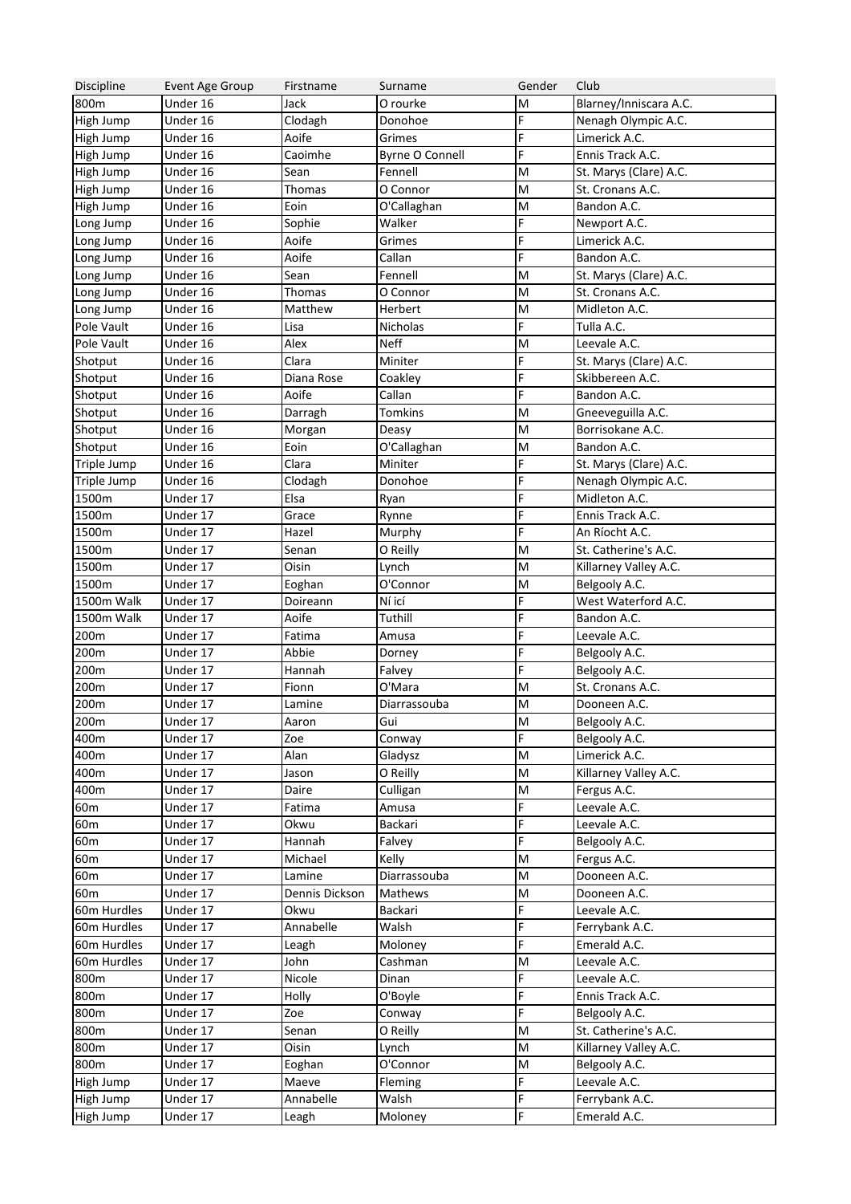| Discipline | Event Age Group | Firstname | Surname | Gender | Club |
|---|---|---|---|---|---|
| 800m | Under 16 | Jack | O rourke | M | Blarney/Inniscara A.C. |
| High Jump | Under 16 | Clodagh | Donohoe | F | Nenagh Olympic A.C. |
| High Jump | Under 16 | Aoife | Grimes | F | Limerick A.C. |
| High Jump | Under 16 | Caoimhe | Byrne O Connell | F | Ennis Track A.C. |
| High Jump | Under 16 | Sean | Fennell | M | St. Marys (Clare) A.C. |
| High Jump | Under 16 | Thomas | O Connor | M | St. Cronans A.C. |
| High Jump | Under 16 | Eoin | O'Callaghan | M | Bandon A.C. |
| Long Jump | Under 16 | Sophie | Walker | F | Newport A.C. |
| Long Jump | Under 16 | Aoife | Grimes | F | Limerick A.C. |
| Long Jump | Under 16 | Aoife | Callan | F | Bandon A.C. |
| Long Jump | Under 16 | Sean | Fennell | M | St. Marys (Clare) A.C. |
| Long Jump | Under 16 | Thomas | O Connor | M | St. Cronans A.C. |
| Long Jump | Under 16 | Matthew | Herbert | M | Midleton A.C. |
| Pole Vault | Under 16 | Lisa | Nicholas | F | Tulla A.C. |
| Pole Vault | Under 16 | Alex | Neff | M | Leevale A.C. |
| Shotput | Under 16 | Clara | Miniter | F | St. Marys (Clare) A.C. |
| Shotput | Under 16 | Diana Rose | Coakley | F | Skibbereen A.C. |
| Shotput | Under 16 | Aoife | Callan | F | Bandon A.C. |
| Shotput | Under 16 | Darragh | Tomkins | M | Gneeveguilla A.C. |
| Shotput | Under 16 | Morgan | Deasy | M | Borrisokane A.C. |
| Shotput | Under 16 | Eoin | O'Callaghan | M | Bandon A.C. |
| Triple Jump | Under 16 | Clara | Miniter | F | St. Marys (Clare) A.C. |
| Triple Jump | Under 16 | Clodagh | Donohoe | F | Nenagh Olympic A.C. |
| 1500m | Under 17 | Elsa | Ryan | F | Midleton A.C. |
| 1500m | Under 17 | Grace | Rynne | F | Ennis Track A.C. |
| 1500m | Under 17 | Hazel | Murphy | F | An Ríocht A.C. |
| 1500m | Under 17 | Senan | O Reilly | M | St. Catherine's A.C. |
| 1500m | Under 17 | Oisin | Lynch | M | Killarney Valley A.C. |
| 1500m | Under 17 | Eoghan | O'Connor | M | Belgooly A.C. |
| 1500m Walk | Under 17 | Doireann | Ní icí | F | West Waterford A.C. |
| 1500m Walk | Under 17 | Aoife | Tuthill | F | Bandon A.C. |
| 200m | Under 17 | Fatima | Amusa | F | Leevale A.C. |
| 200m | Under 17 | Abbie | Dorney | F | Belgooly A.C. |
| 200m | Under 17 | Hannah | Falvey | F | Belgooly A.C. |
| 200m | Under 17 | Fionn | O'Mara | M | St. Cronans A.C. |
| 200m | Under 17 | Lamine | Diarrassouba | M | Dooneen A.C. |
| 200m | Under 17 | Aaron | Gui | M | Belgooly A.C. |
| 400m | Under 17 | Zoe | Conway | F | Belgooly A.C. |
| 400m | Under 17 | Alan | Gladysz | M | Limerick A.C. |
| 400m | Under 17 | Jason | O Reilly | M | Killarney Valley A.C. |
| 400m | Under 17 | Daire | Culligan | M | Fergus A.C. |
| 60m | Under 17 | Fatima | Amusa | F | Leevale A.C. |
| 60m | Under 17 | Okwu | Backari | F | Leevale A.C. |
| 60m | Under 17 | Hannah | Falvey | F | Belgooly A.C. |
| 60m | Under 17 | Michael | Kelly | M | Fergus A.C. |
| 60m | Under 17 | Lamine | Diarrassouba | M | Dooneen A.C. |
| 60m | Under 17 | Dennis Dickson | Mathews | M | Dooneen A.C. |
| 60m Hurdles | Under 17 | Okwu | Backari | F | Leevale A.C. |
| 60m Hurdles | Under 17 | Annabelle | Walsh | F | Ferrybank A.C. |
| 60m Hurdles | Under 17 | Leagh | Moloney | F | Emerald A.C. |
| 60m Hurdles | Under 17 | John | Cashman | M | Leevale A.C. |
| 800m | Under 17 | Nicole | Dinan | F | Leevale A.C. |
| 800m | Under 17 | Holly | O'Boyle | F | Ennis Track A.C. |
| 800m | Under 17 | Zoe | Conway | F | Belgooly A.C. |
| 800m | Under 17 | Senan | O Reilly | M | St. Catherine's A.C. |
| 800m | Under 17 | Oisin | Lynch | M | Killarney Valley A.C. |
| 800m | Under 17 | Eoghan | O'Connor | M | Belgooly A.C. |
| High Jump | Under 17 | Maeve | Fleming | F | Leevale A.C. |
| High Jump | Under 17 | Annabelle | Walsh | F | Ferrybank A.C. |
| High Jump | Under 17 | Leagh | Moloney | F | Emerald A.C. |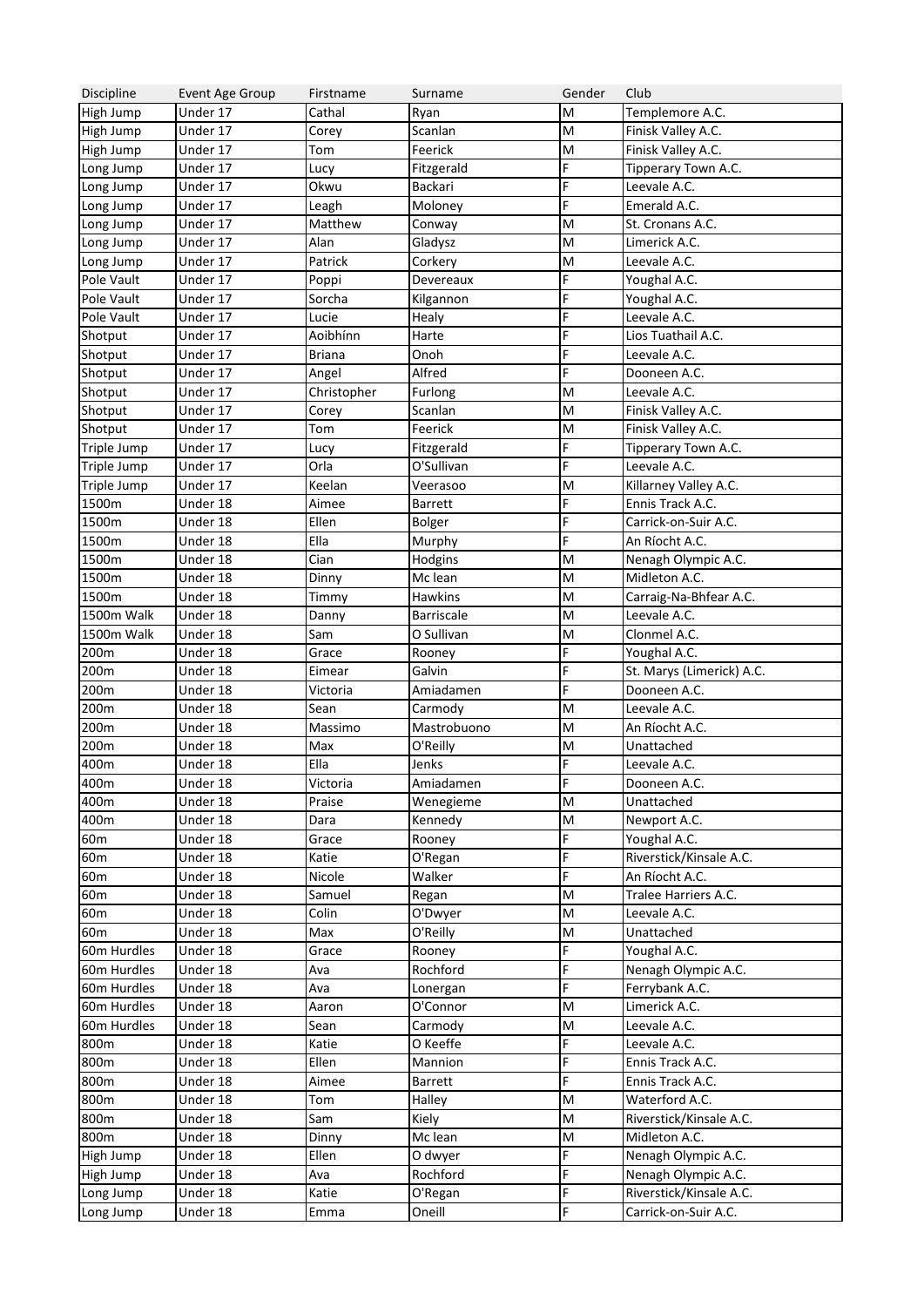| Discipline | Event Age Group | Firstname | Surname | Gender | Club |
|---|---|---|---|---|---|
| High Jump | Under 17 | Cathal | Ryan | M | Templemore A.C. |
| High Jump | Under 17 | Corey | Scanlan | M | Finisk Valley A.C. |
| High Jump | Under 17 | Tom | Feerick | M | Finisk Valley A.C. |
| Long Jump | Under 17 | Lucy | Fitzgerald | F | Tipperary Town A.C. |
| Long Jump | Under 17 | Okwu | Backari | F | Leevale A.C. |
| Long Jump | Under 17 | Leagh | Moloney | F | Emerald A.C. |
| Long Jump | Under 17 | Matthew | Conway | M | St. Cronans A.C. |
| Long Jump | Under 17 | Alan | Gladysz | M | Limerick A.C. |
| Long Jump | Under 17 | Patrick | Corkery | M | Leevale A.C. |
| Pole Vault | Under 17 | Poppi | Devereaux | F | Youghal A.C. |
| Pole Vault | Under 17 | Sorcha | Kilgannon | F | Youghal A.C. |
| Pole Vault | Under 17 | Lucie | Healy | F | Leevale A.C. |
| Shotput | Under 17 | Aoibhínn | Harte | F | Lios Tuathail A.C. |
| Shotput | Under 17 | Briana | Onoh | F | Leevale A.C. |
| Shotput | Under 17 | Angel | Alfred | F | Dooneen A.C. |
| Shotput | Under 17 | Christopher | Furlong | M | Leevale A.C. |
| Shotput | Under 17 | Corey | Scanlan | M | Finisk Valley A.C. |
| Shotput | Under 17 | Tom | Feerick | M | Finisk Valley A.C. |
| Triple Jump | Under 17 | Lucy | Fitzgerald | F | Tipperary Town A.C. |
| Triple Jump | Under 17 | Orla | O'Sullivan | F | Leevale A.C. |
| Triple Jump | Under 17 | Keelan | Veerasoo | M | Killarney Valley A.C. |
| 1500m | Under 18 | Aimee | Barrett | F | Ennis Track A.C. |
| 1500m | Under 18 | Ellen | Bolger | F | Carrick-on-Suir A.C. |
| 1500m | Under 18 | Ella | Murphy | F | An Ríocht A.C. |
| 1500m | Under 18 | Cian | Hodgins | M | Nenagh Olympic A.C. |
| 1500m | Under 18 | Dinny | Mc lean | M | Midleton A.C. |
| 1500m | Under 18 | Timmy | Hawkins | M | Carraig-Na-Bhfear A.C. |
| 1500m Walk | Under 18 | Danny | Barriscale | M | Leevale A.C. |
| 1500m Walk | Under 18 | Sam | O Sullivan | M | Clonmel A.C. |
| 200m | Under 18 | Grace | Rooney | F | Youghal A.C. |
| 200m | Under 18 | Eimear | Galvin | F | St. Marys (Limerick) A.C. |
| 200m | Under 18 | Victoria | Amiadamen | F | Dooneen A.C. |
| 200m | Under 18 | Sean | Carmody | M | Leevale A.C. |
| 200m | Under 18 | Massimo | Mastrobuono | M | An Ríocht A.C. |
| 200m | Under 18 | Max | O'Reilly | M | Unattached |
| 400m | Under 18 | Ella | Jenks | F | Leevale A.C. |
| 400m | Under 18 | Victoria | Amiadamen | F | Dooneen A.C. |
| 400m | Under 18 | Praise | Wenegieme | M | Unattached |
| 400m | Under 18 | Dara | Kennedy | M | Newport A.C. |
| 60m | Under 18 | Grace | Rooney | F | Youghal A.C. |
| 60m | Under 18 | Katie | O'Regan | F | Riverstick/Kinsale A.C. |
| 60m | Under 18 | Nicole | Walker | F | An Ríocht A.C. |
| 60m | Under 18 | Samuel | Regan | M | Tralee Harriers A.C. |
| 60m | Under 18 | Colin | O'Dwyer | M | Leevale A.C. |
| 60m | Under 18 | Max | O'Reilly | M | Unattached |
| 60m Hurdles | Under 18 | Grace | Rooney | F | Youghal A.C. |
| 60m Hurdles | Under 18 | Ava | Rochford | F | Nenagh Olympic A.C. |
| 60m Hurdles | Under 18 | Ava | Lonergan | F | Ferrybank A.C. |
| 60m Hurdles | Under 18 | Aaron | O'Connor | M | Limerick A.C. |
| 60m Hurdles | Under 18 | Sean | Carmody | M | Leevale A.C. |
| 800m | Under 18 | Katie | O Keeffe | F | Leevale A.C. |
| 800m | Under 18 | Ellen | Mannion | F | Ennis Track A.C. |
| 800m | Under 18 | Aimee | Barrett | F | Ennis Track A.C. |
| 800m | Under 18 | Tom | Halley | M | Waterford A.C. |
| 800m | Under 18 | Sam | Kiely | M | Riverstick/Kinsale A.C. |
| 800m | Under 18 | Dinny | Mc lean | M | Midleton A.C. |
| High Jump | Under 18 | Ellen | O dwyer | F | Nenagh Olympic A.C. |
| High Jump | Under 18 | Ava | Rochford | F | Nenagh Olympic A.C. |
| Long Jump | Under 18 | Katie | O'Regan | F | Riverstick/Kinsale A.C. |
| Long Jump | Under 18 | Emma | Oneill | F | Carrick-on-Suir A.C. |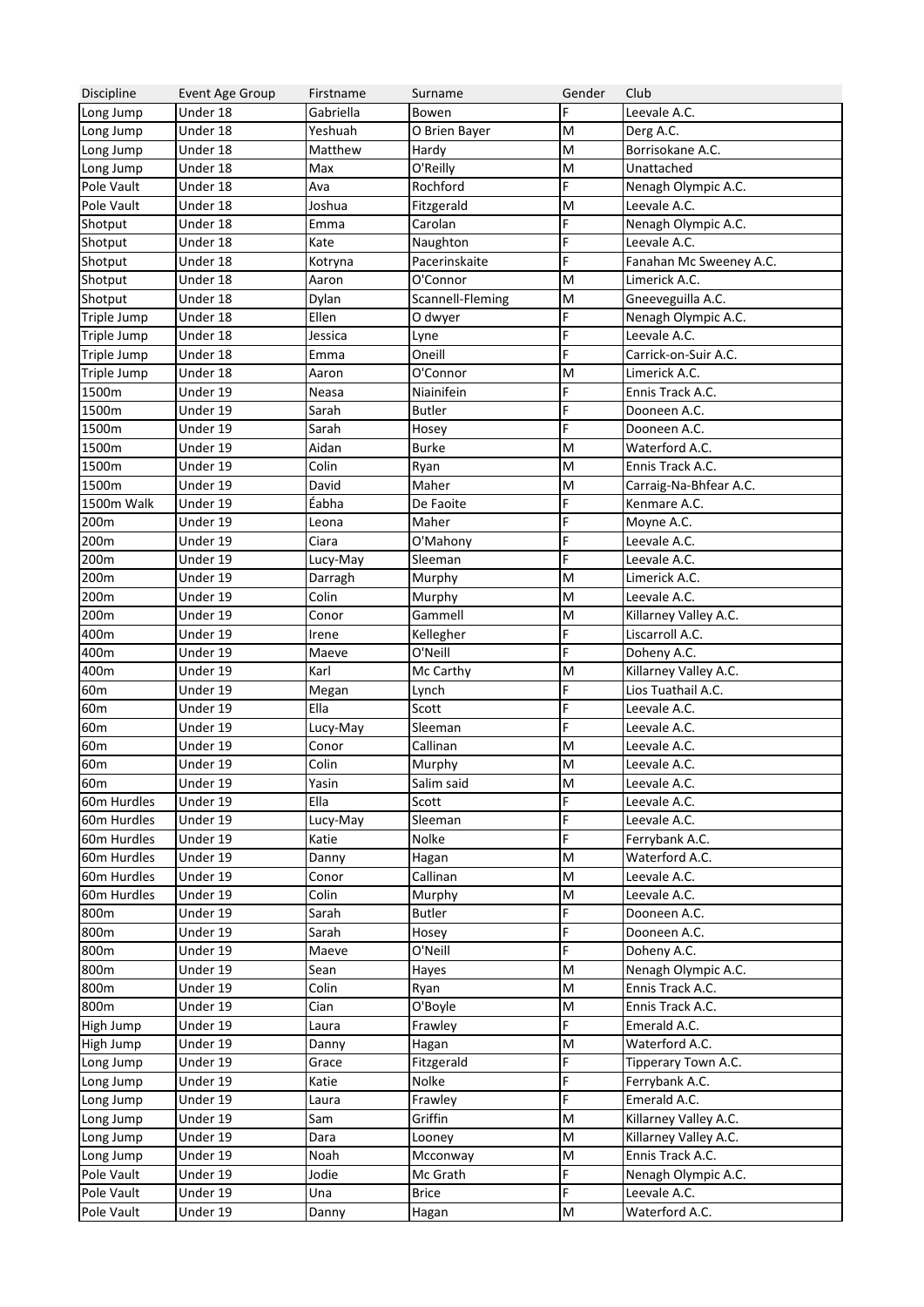| Discipline | Event Age Group | Firstname | Surname | Gender | Club |
|---|---|---|---|---|---|
| Long Jump | Under 18 | Gabriella | Bowen | F | Leevale A.C. |
| Long Jump | Under 18 | Yeshuah | O Brien Bayer | M | Derg A.C. |
| Long Jump | Under 18 | Matthew | Hardy | M | Borrisokane A.C. |
| Long Jump | Under 18 | Max | O'Reilly | M | Unattached |
| Pole Vault | Under 18 | Ava | Rochford | F | Nenagh Olympic A.C. |
| Pole Vault | Under 18 | Joshua | Fitzgerald | M | Leevale A.C. |
| Shotput | Under 18 | Emma | Carolan | F | Nenagh Olympic A.C. |
| Shotput | Under 18 | Kate | Naughton | F | Leevale A.C. |
| Shotput | Under 18 | Kotryna | Pacerinskaite | F | Fanahan Mc Sweeney A.C. |
| Shotput | Under 18 | Aaron | O'Connor | M | Limerick A.C. |
| Shotput | Under 18 | Dylan | Scannell-Fleming | M | Gneeveguilla A.C. |
| Triple Jump | Under 18 | Ellen | O dwyer | F | Nenagh Olympic A.C. |
| Triple Jump | Under 18 | Jessica | Lyne | F | Leevale A.C. |
| Triple Jump | Under 18 | Emma | Oneill | F | Carrick-on-Suir A.C. |
| Triple Jump | Under 18 | Aaron | O'Connor | M | Limerick A.C. |
| 1500m | Under 19 | Neasa | Niainifein | F | Ennis Track A.C. |
| 1500m | Under 19 | Sarah | Butler | F | Dooneen A.C. |
| 1500m | Under 19 | Sarah | Hosey | F | Dooneen A.C. |
| 1500m | Under 19 | Aidan | Burke | M | Waterford A.C. |
| 1500m | Under 19 | Colin | Ryan | M | Ennis Track A.C. |
| 1500m | Under 19 | David | Maher | M | Carraig-Na-Bhfear A.C. |
| 1500m Walk | Under 19 | Ébha | De Faoite | F | Kenmare A.C. |
| 200m | Under 19 | Leona | Maher | F | Moyne A.C. |
| 200m | Under 19 | Ciara | O'Mahony | F | Leevale A.C. |
| 200m | Under 19 | Lucy-May | Sleeman | F | Leevale A.C. |
| 200m | Under 19 | Darragh | Murphy | M | Limerick A.C. |
| 200m | Under 19 | Colin | Murphy | M | Leevale A.C. |
| 200m | Under 19 | Conor | Gammell | M | Killarney Valley A.C. |
| 400m | Under 19 | Irene | Kellegher | F | Liscarroll A.C. |
| 400m | Under 19 | Maeve | O'Neill | F | Doheny A.C. |
| 400m | Under 19 | Karl | Mc Carthy | M | Killarney Valley A.C. |
| 60m | Under 19 | Megan | Lynch | F | Lios Tuathail A.C. |
| 60m | Under 19 | Ella | Scott | F | Leevale A.C. |
| 60m | Under 19 | Lucy-May | Sleeman | F | Leevale A.C. |
| 60m | Under 19 | Conor | Callinan | M | Leevale A.C. |
| 60m | Under 19 | Colin | Murphy | M | Leevale A.C. |
| 60m | Under 19 | Yasin | Salim said | M | Leevale A.C. |
| 60m Hurdles | Under 19 | Ella | Scott | F | Leevale A.C. |
| 60m Hurdles | Under 19 | Lucy-May | Sleeman | F | Leevale A.C. |
| 60m Hurdles | Under 19 | Katie | Nolke | F | Ferrybank A.C. |
| 60m Hurdles | Under 19 | Danny | Hagan | M | Waterford A.C. |
| 60m Hurdles | Under 19 | Conor | Callinan | M | Leevale A.C. |
| 60m Hurdles | Under 19 | Colin | Murphy | M | Leevale A.C. |
| 800m | Under 19 | Sarah | Butler | F | Dooneen A.C. |
| 800m | Under 19 | Sarah | Hosey | F | Dooneen A.C. |
| 800m | Under 19 | Maeve | O'Neill | F | Doheny A.C. |
| 800m | Under 19 | Sean | Hayes | M | Nenagh Olympic A.C. |
| 800m | Under 19 | Colin | Ryan | M | Ennis Track A.C. |
| 800m | Under 19 | Cian | O'Boyle | M | Ennis Track A.C. |
| High Jump | Under 19 | Laura | Frawley | F | Emerald A.C. |
| High Jump | Under 19 | Danny | Hagan | M | Waterford A.C. |
| Long Jump | Under 19 | Grace | Fitzgerald | F | Tipperary Town A.C. |
| Long Jump | Under 19 | Katie | Nolke | F | Ferrybank A.C. |
| Long Jump | Under 19 | Laura | Frawley | F | Emerald A.C. |
| Long Jump | Under 19 | Sam | Griffin | M | Killarney Valley A.C. |
| Long Jump | Under 19 | Dara | Looney | M | Killarney Valley A.C. |
| Long Jump | Under 19 | Noah | Mcconway | M | Ennis Track A.C. |
| Pole Vault | Under 19 | Jodie | Mc Grath | F | Nenagh Olympic A.C. |
| Pole Vault | Under 19 | Una | Brice | F | Leevale A.C. |
| Pole Vault | Under 19 | Danny | Hagan | M | Waterford A.C. |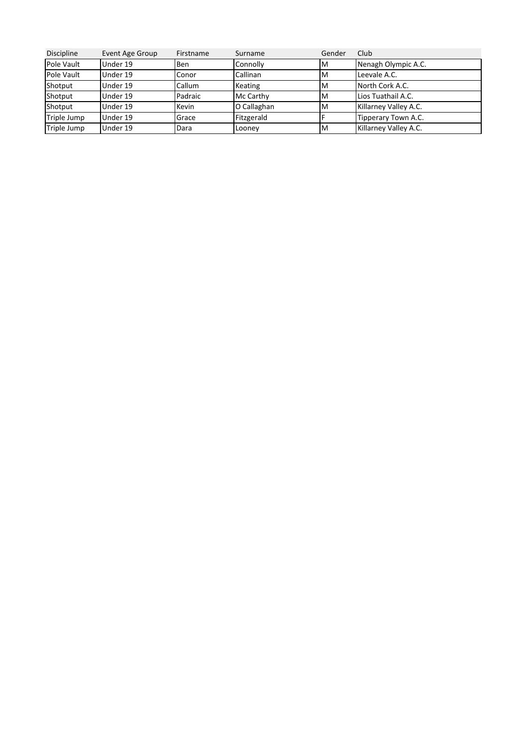| Discipline | Event Age Group | Firstname | Surname | Gender | Club |
|---|---|---|---|---|---|
| Pole Vault | Under 19 | Ben | Connolly | M | Nenagh Olympic A.C. |
| Pole Vault | Under 19 | Conor | Callinan | M | Leevale A.C. |
| Shotput | Under 19 | Callum | Keating | M | North Cork A.C. |
| Shotput | Under 19 | Padraic | Mc Carthy | M | Lios Tuathail A.C. |
| Shotput | Under 19 | Kevin | O Callaghan | M | Killarney Valley A.C. |
| Triple Jump | Under 19 | Grace | Fitzgerald | F | Tipperary Town A.C. |
| Triple Jump | Under 19 | Dara | Looney | M | Killarney Valley A.C. |